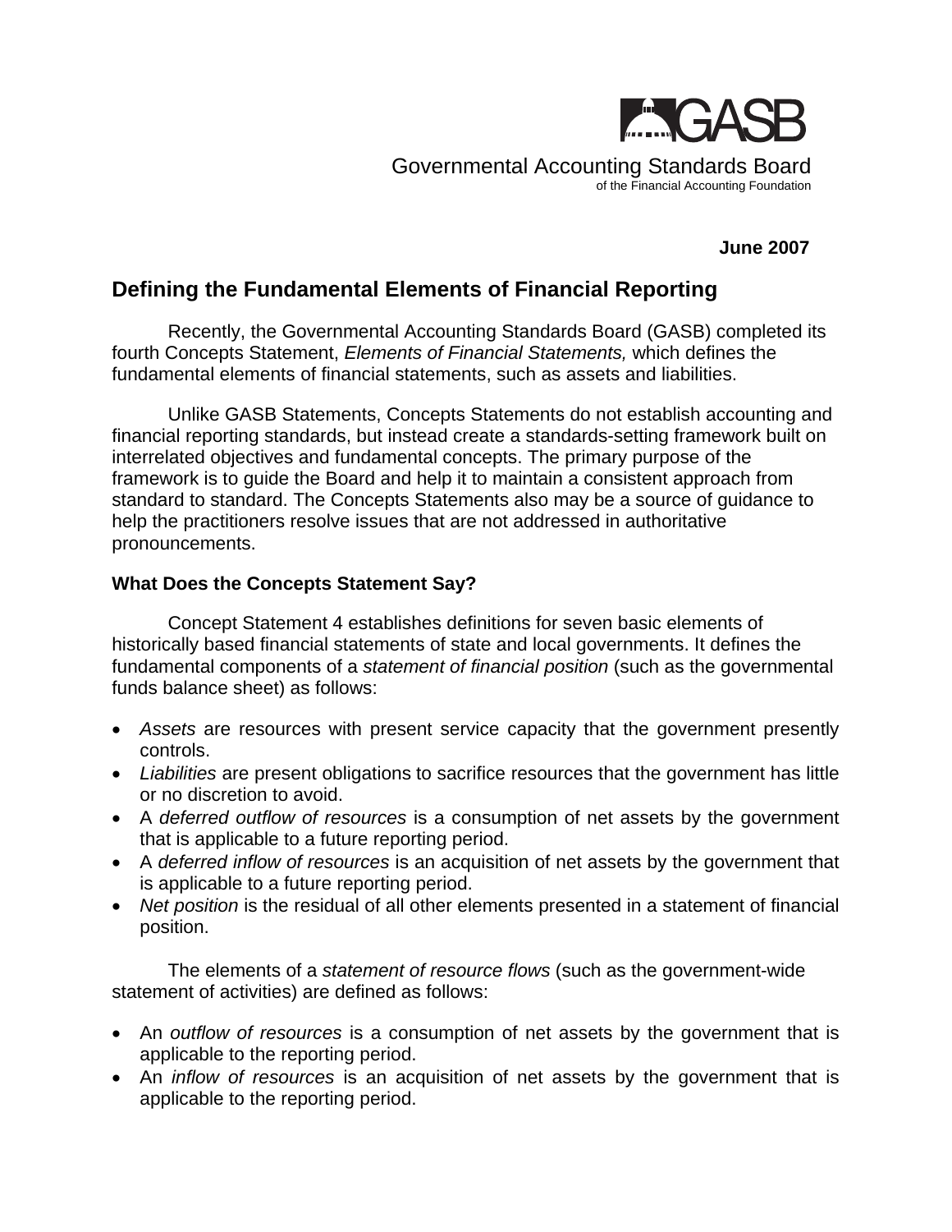GASB

Governmental Accounting Standards Board
of the Financial Accounting Foundation

**June 2007**

## Defining the Fundamental Elements of Financial Reporting

Recently, the Governmental Accounting Standards Board (GASB) completed its fourth Concepts Statement, *Elements of Financial Statements,* which defines the fundamental elements of financial statements, such as assets and liabilities.

Unlike GASB Statements, Concepts Statements do not establish accounting and financial reporting standards, but instead create a standards-setting framework built on interrelated objectives and fundamental concepts. The primary purpose of the framework is to guide the Board and help it to maintain a consistent approach from standard to standard. The Concepts Statements also may be a source of guidance to help the practitioners resolve issues that are not addressed in authoritative pronouncements.

### What Does the Concepts Statement Say?

Concept Statement 4 establishes definitions for seven basic elements of historically based financial statements of state and local governments. It defines the fundamental components of a *statement of financial position* (such as the governmental funds balance sheet) as follows:

- *Assets* are resources with present service capacity that the government presently controls.
- *Liabilities* are present obligations to sacrifice resources that the government has little or no discretion to avoid.
- A *deferred outflow of resources* is a consumption of net assets by the government that is applicable to a future reporting period.
- A *deferred inflow of resources* is an acquisition of net assets by the government that is applicable to a future reporting period.
- *Net position* is the residual of all other elements presented in a statement of financial position.

The elements of a *statement of resource flows* (such as the government-wide statement of activities) are defined as follows:

- An *outflow of resources* is a consumption of net assets by the government that is applicable to the reporting period.
- An *inflow of resources* is an acquisition of net assets by the government that is applicable to the reporting period.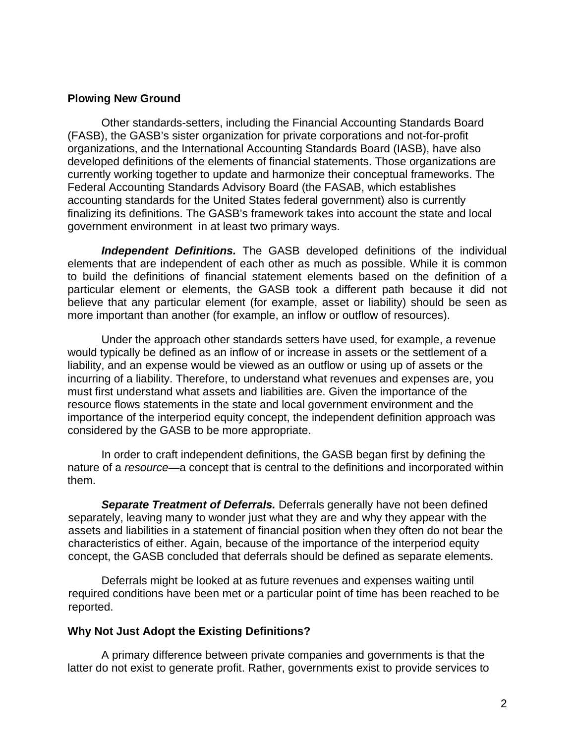## Plowing New Ground

Other standards-setters, including the Financial Accounting Standards Board (FASB), the GASB's sister organization for private corporations and not-for-profit organizations, and the International Accounting Standards Board (IASB), have also developed definitions of the elements of financial statements. Those organizations are currently working together to update and harmonize their conceptual frameworks. The Federal Accounting Standards Advisory Board (the FASAB, which establishes accounting standards for the United States federal government) also is currently finalizing its definitions. The GASB's framework takes into account the state and local government environment in at least two primary ways.

***Independent Definitions.*** The GASB developed definitions of the individual elements that are independent of each other as much as possible. While it is common to build the definitions of financial statement elements based on the definition of a particular element or elements, the GASB took a different path because it did not believe that any particular element (for example, asset or liability) should be seen as more important than another (for example, an inflow or outflow of resources).

Under the approach other standards setters have used, for example, a revenue would typically be defined as an inflow of or increase in assets or the settlement of a liability, and an expense would be viewed as an outflow or using up of assets or the incurring of a liability. Therefore, to understand what revenues and expenses are, you must first understand what assets and liabilities are. Given the importance of the resource flows statements in the state and local government environment and the importance of the interperiod equity concept, the independent definition approach was considered by the GASB to be more appropriate.

In order to craft independent definitions, the GASB began first by defining the nature of a *resource*—a concept that is central to the definitions and incorporated within them.

***Separate Treatment of Deferrals.*** Deferrals generally have not been defined separately, leaving many to wonder just what they are and why they appear with the assets and liabilities in a statement of financial position when they often do not bear the characteristics of either. Again, because of the importance of the interperiod equity concept, the GASB concluded that deferrals should be defined as separate elements.

Deferrals might be looked at as future revenues and expenses waiting until required conditions have been met or a particular point of time has been reached to be reported.

## Why Not Just Adopt the Existing Definitions?

A primary difference between private companies and governments is that the latter do not exist to generate profit. Rather, governments exist to provide services to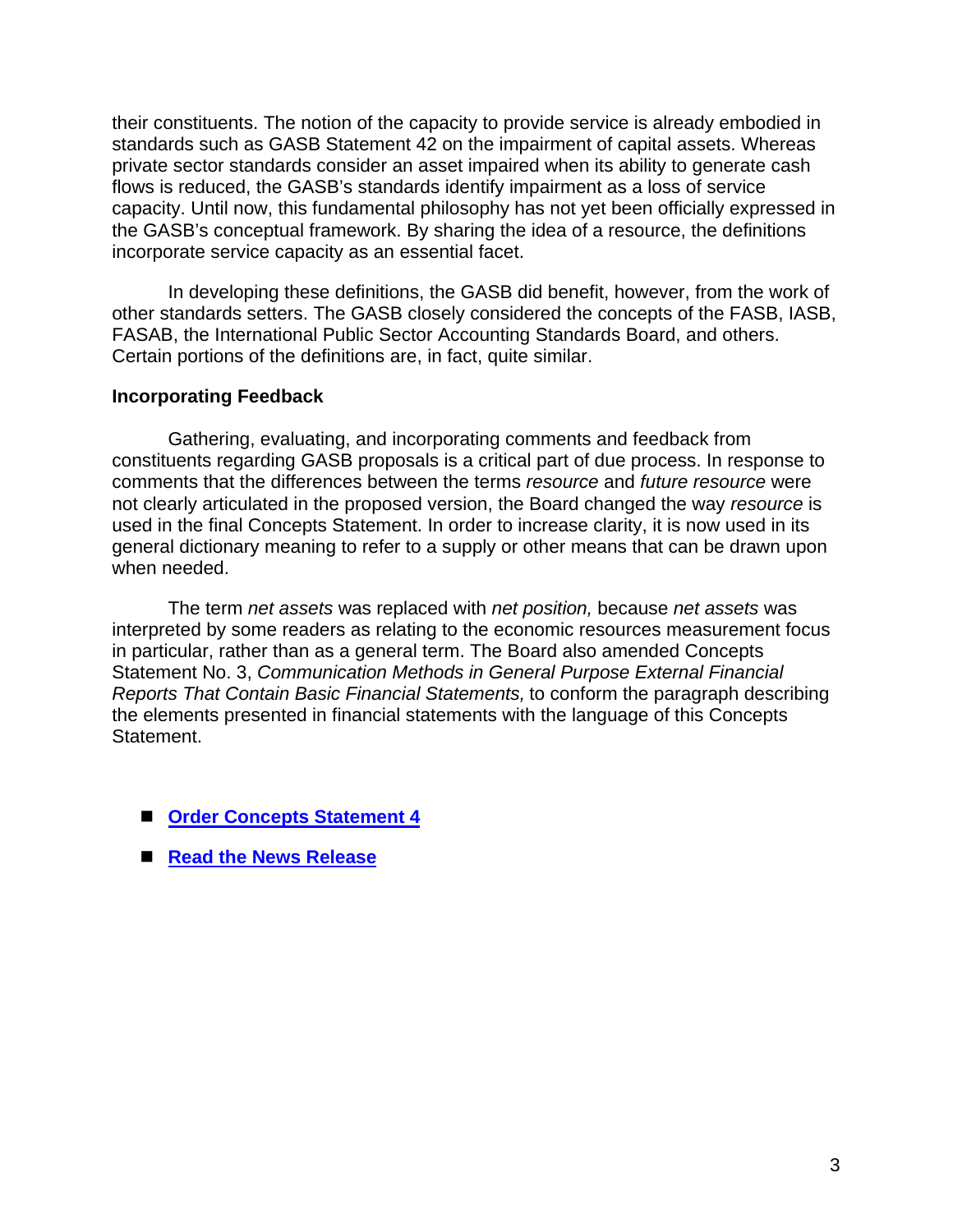their constituents. The notion of the capacity to provide service is already embodied in standards such as GASB Statement 42 on the impairment of capital assets. Whereas private sector standards consider an asset impaired when its ability to generate cash flows is reduced, the GASB's standards identify impairment as a loss of service capacity. Until now, this fundamental philosophy has not yet been officially expressed in the GASB's conceptual framework. By sharing the idea of a resource, the definitions incorporate service capacity as an essential facet.

In developing these definitions, the GASB did benefit, however, from the work of other standards setters. The GASB closely considered the concepts of the FASB, IASB, FASAB, the International Public Sector Accounting Standards Board, and others. Certain portions of the definitions are, in fact, quite similar.

**Incorporating Feedback**

Gathering, evaluating, and incorporating comments and feedback from constituents regarding GASB proposals is a critical part of due process. In response to comments that the differences between the terms *resource* and *future resource* were not clearly articulated in the proposed version, the Board changed the way *resource* is used in the final Concepts Statement. In order to increase clarity, it is now used in its general dictionary meaning to refer to a supply or other means that can be drawn upon when needed.

The term *net assets* was replaced with *net position,* because *net assets* was interpreted by some readers as relating to the economic resources measurement focus in particular, rather than as a general term. The Board also amended Concepts Statement No. 3, *Communication Methods in General Purpose External Financial Reports That Contain Basic Financial Statements,* to conform the paragraph describing the elements presented in financial statements with the language of this Concepts Statement.

- **Order Concepts Statement 4**
- **Read the News Release**